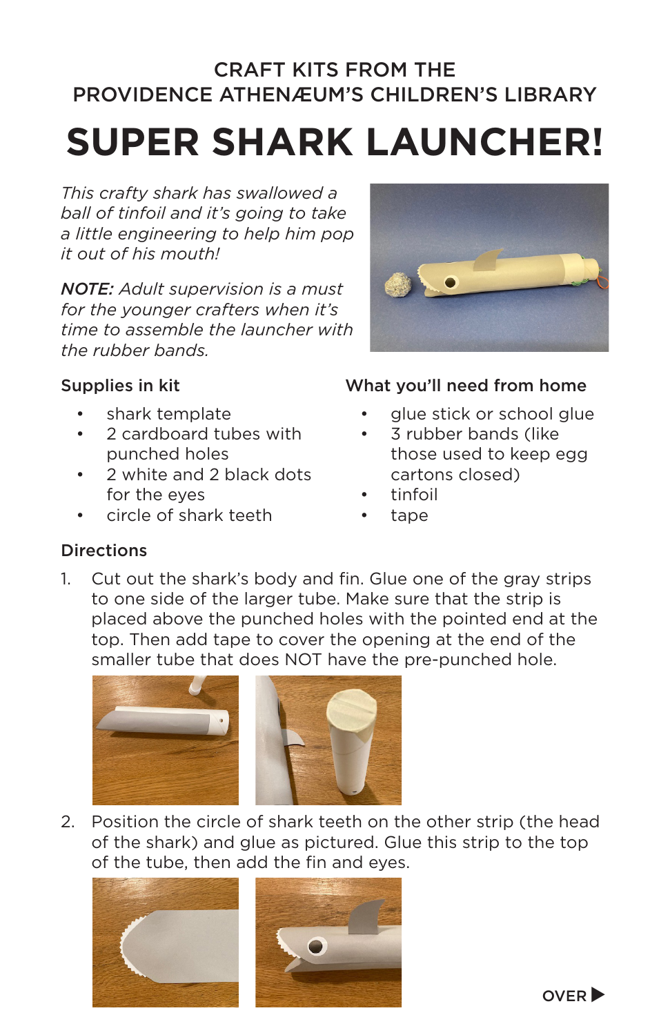CRAFT KITS FROM THE PROVIDENCE ATHENÆUM'S CHILDREN'S LIBRARY

# SUPER SHARK LAUNCHER!

*This crafty shark has swallowed a ball of tinfoil and it's going to take a little engineering to help him pop it out of his mouth!*

***NOTE:** Adult supervision is a must for the younger crafters when it's time to assemble the launcher with the rubber bands.*

### Supplies in kit

- shark template
- 2 cardboard tubes with punched holes
- 2 white and 2 black dots for the eyes
- circle of shark teeth

### What you'll need from home

- glue stick or school glue
- 3 rubber bands (like those used to keep egg cartons closed)
- tinfoil
- tape

### Directions

1. Cut out the shark's body and fin. Glue one of the gray strips to one side of the larger tube. Make sure that the strip is placed above the punched holes with the pointed end at the top. Then add tape to cover the opening at the end of the smaller tube that does NOT have the pre-punched hole.

2. Position the circle of shark teeth on the other strip (the head of the shark) and glue as pictured. Glue this strip to the top of the tube, then add the fin and eyes.

OVER ▶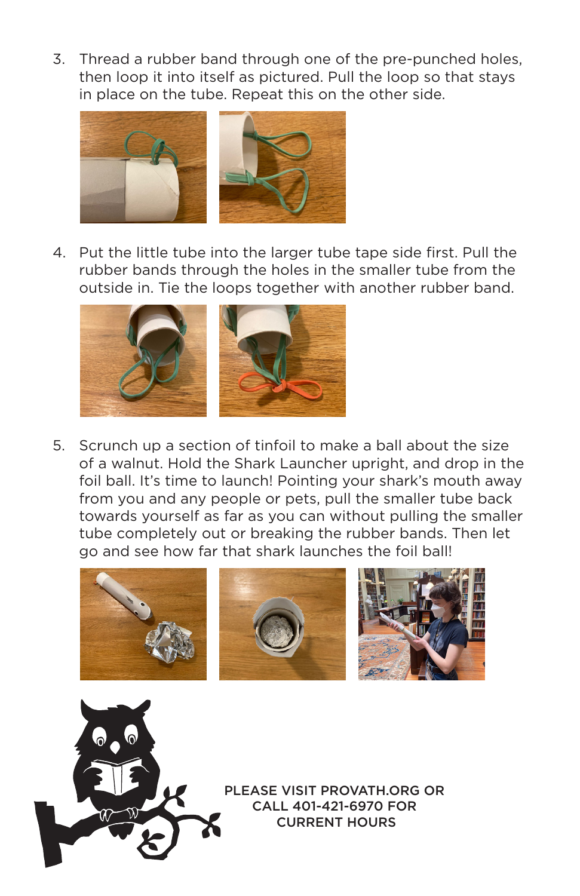3. Thread a rubber band through one of the pre-punched holes, then loop it into itself as pictured. Pull the loop so that stays in place on the tube. Repeat this on the other side.

4. Put the little tube into the larger tube tape side first. Pull the rubber bands through the holes in the smaller tube from the outside in. Tie the loops together with another rubber band.

5. Scrunch up a section of tinfoil to make a ball about the size of a walnut. Hold the Shark Launcher upright, and drop in the foil ball. It's time to launch! Pointing your shark's mouth away from you and any people or pets, pull the smaller tube back towards yourself as far as you can without pulling the smaller tube completely out or breaking the rubber bands. Then let go and see how far that shark launches the foil ball!

PLEASE VISIT PROVATH.ORG OR CALL 401-421-6970 FOR CURRENT HOURS